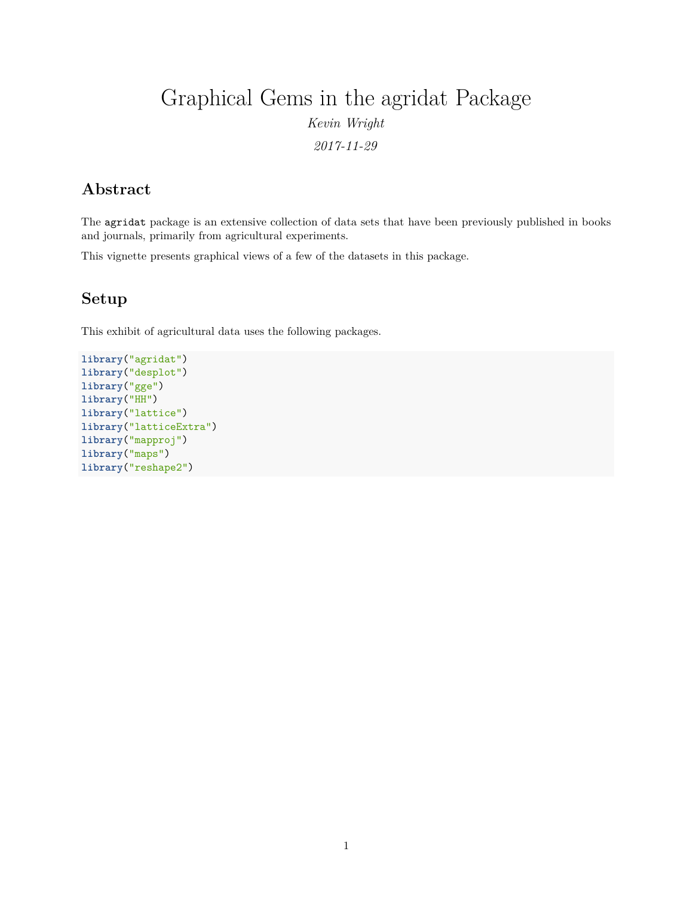# Graphical Gems in the agridat Package

*Kevin Wright*

*2017-11-29*

## Abstract

The `agridat` package is an extensive collection of data sets that have been previously published in books and journals, primarily from agricultural experiments.

This vignette presents graphical views of a few of the datasets in this package.

## Setup

This exhibit of agricultural data uses the following packages.

```
library("agridat")
library("desplot")
library("gge")
library("HH")
library("lattice")
library("latticeExtra")
library("mapproj")
library("maps")
library("reshape2")
```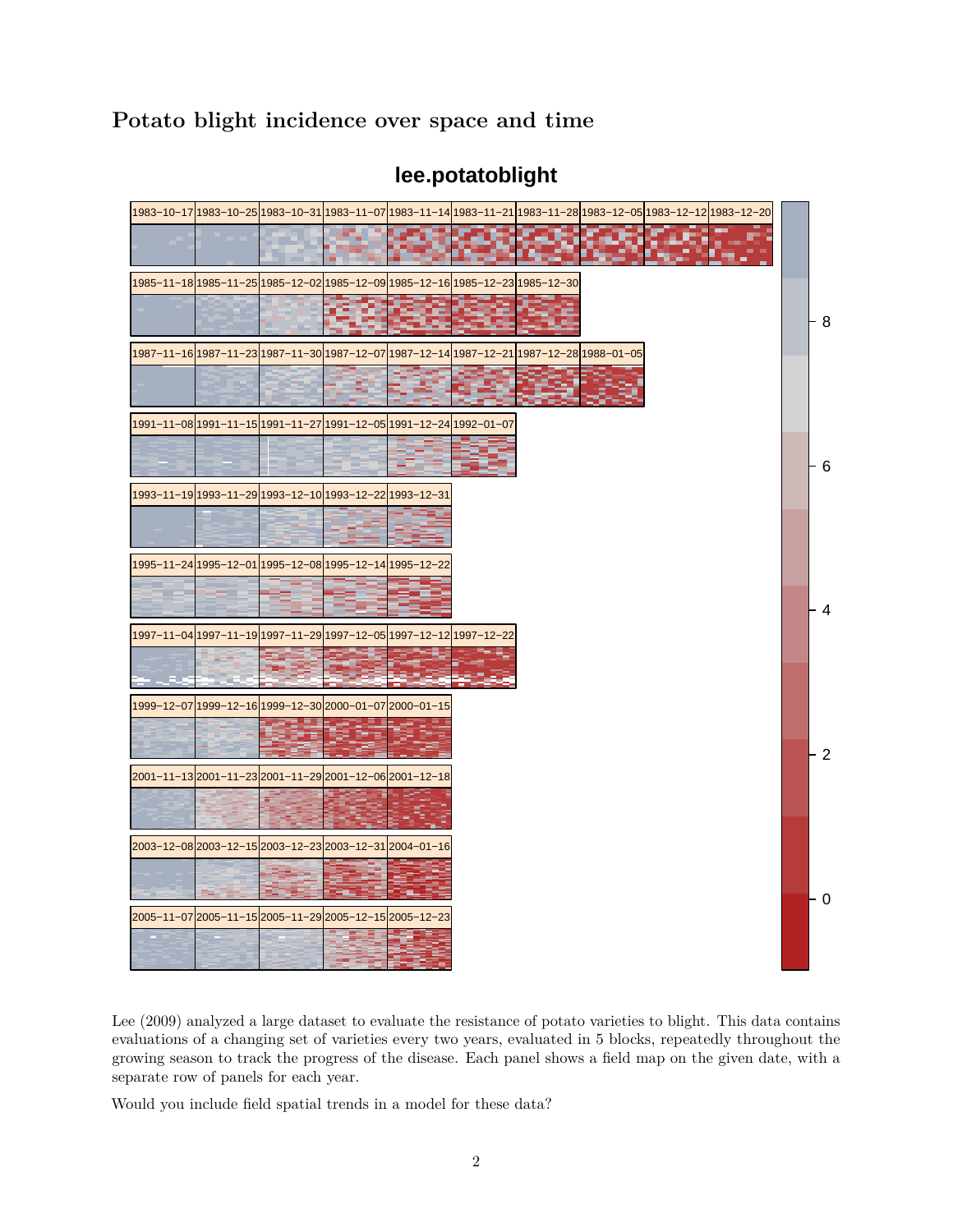## Potato blight incidence over space and time

Lee (2009) analyzed a large dataset to evaluate the resistance of potato varieties to blight. This data contains evaluations of a changing set of varieties every two years, evaluated in 5 blocks, repeatedly throughout the growing season to track the progress of the disease. Each panel shows a field map on the given date, with a separate row of panels for each year.

Would you include field spatial trends in a model for these data?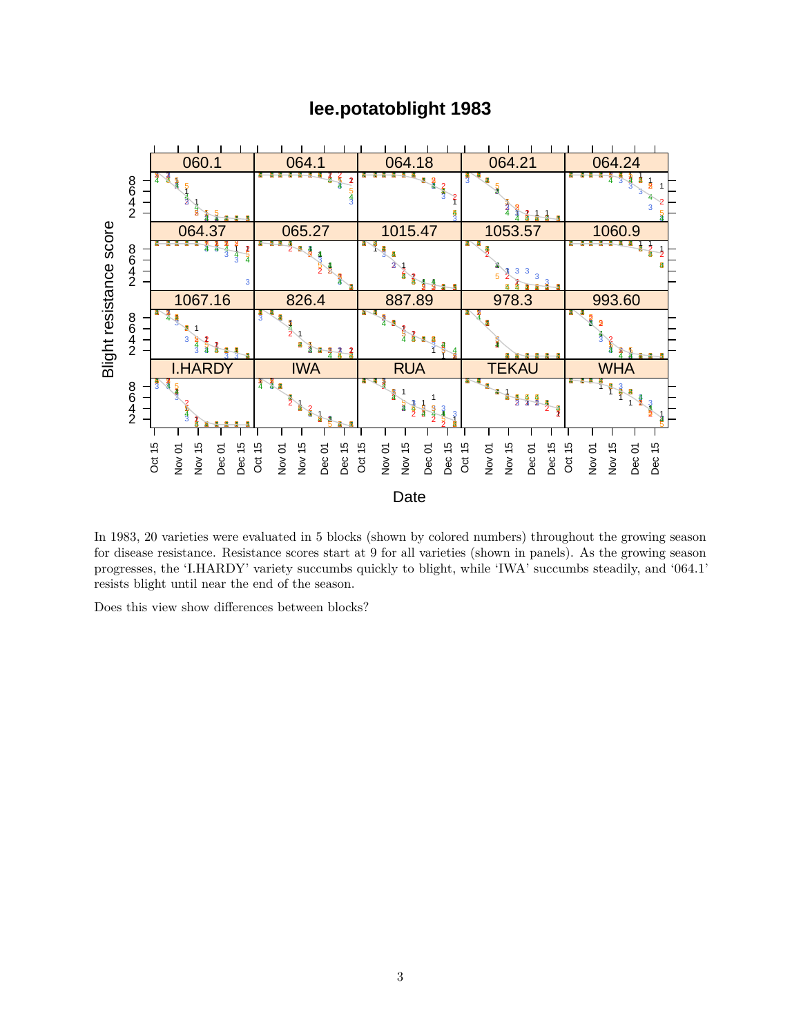In 1983, 20 varieties were evaluated in 5 blocks (shown by colored numbers) throughout the growing season for disease resistance. Resistance scores start at 9 for all varieties (shown in panels). As the growing season progresses, the 'I.HARDY' variety succumbs quickly to blight, while 'IWA' succumbs steadily, and '064.1' resists blight until near the end of the season.

Does this view show differences between blocks?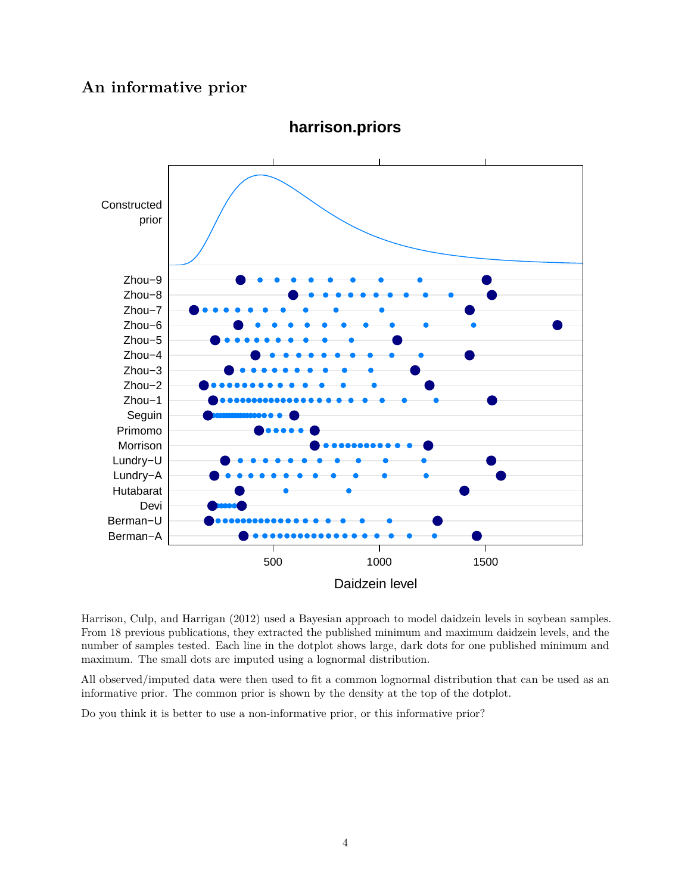## An informative prior

Harrison, Culp, and Harrigan (2012) used a Bayesian approach to model daidzein levels in soybean samples. From 18 previous publications, they extracted the published minimum and maximum daidzein levels, and the number of samples tested. Each line in the dotplot shows large, dark dots for one published minimum and maximum. The small dots are imputed using a lognormal distribution.

All observed/imputed data were then used to fit a common lognormal distribution that can be used as an informative prior. The common prior is shown by the density at the top of the dotplot.

Do you think it is better to use a non-informative prior, or this informative prior?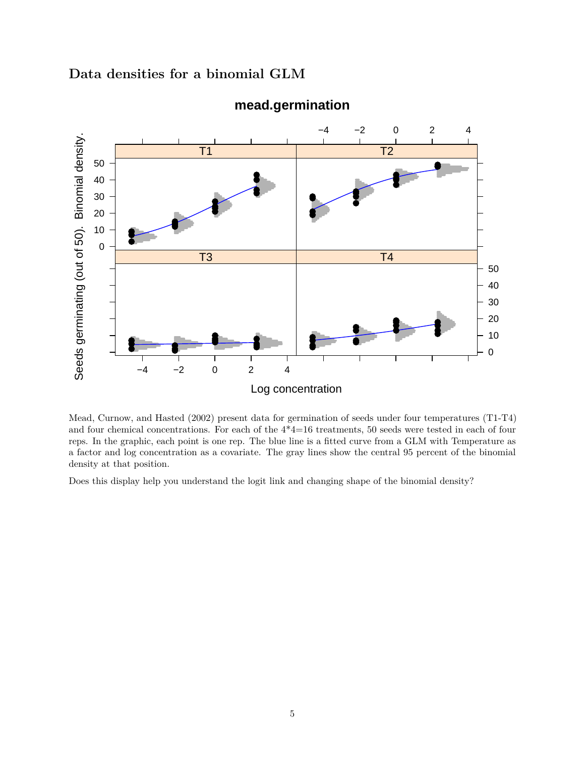## Data densities for a binomial GLM

Mead, Curnow, and Hasted (2002) present data for germination of seeds under four temperatures (T1-T4) and four chemical concentrations. For each of the 4*4=16 treatments, 50 seeds were tested in each of four reps. In the graphic, each point is one rep. The blue line is a fitted curve from a GLM with Temperature as a factor and log concentration as a covariate. The gray lines show the central 95 percent of the binomial density at that position.

Does this display help you understand the logit link and changing shape of the binomial density?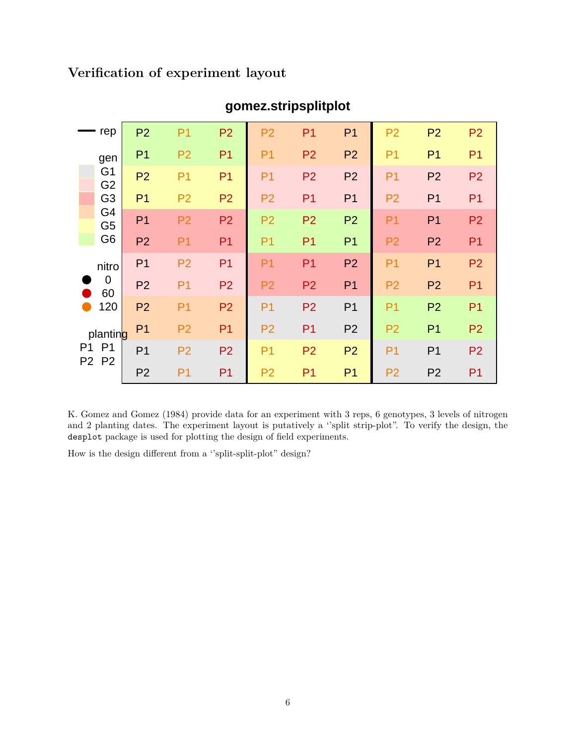## Verification of experiment layout

K. Gomez and Gomez (1984) provide data for an experiment with 3 reps, 6 genotypes, 3 levels of nitrogen and 2 planting dates. The experiment layout is putatively a ''split strip-plot". To verify the design, the `desplot` package is used for plotting the design of field experiments.

How is the design different from a ''split-split-plot" design?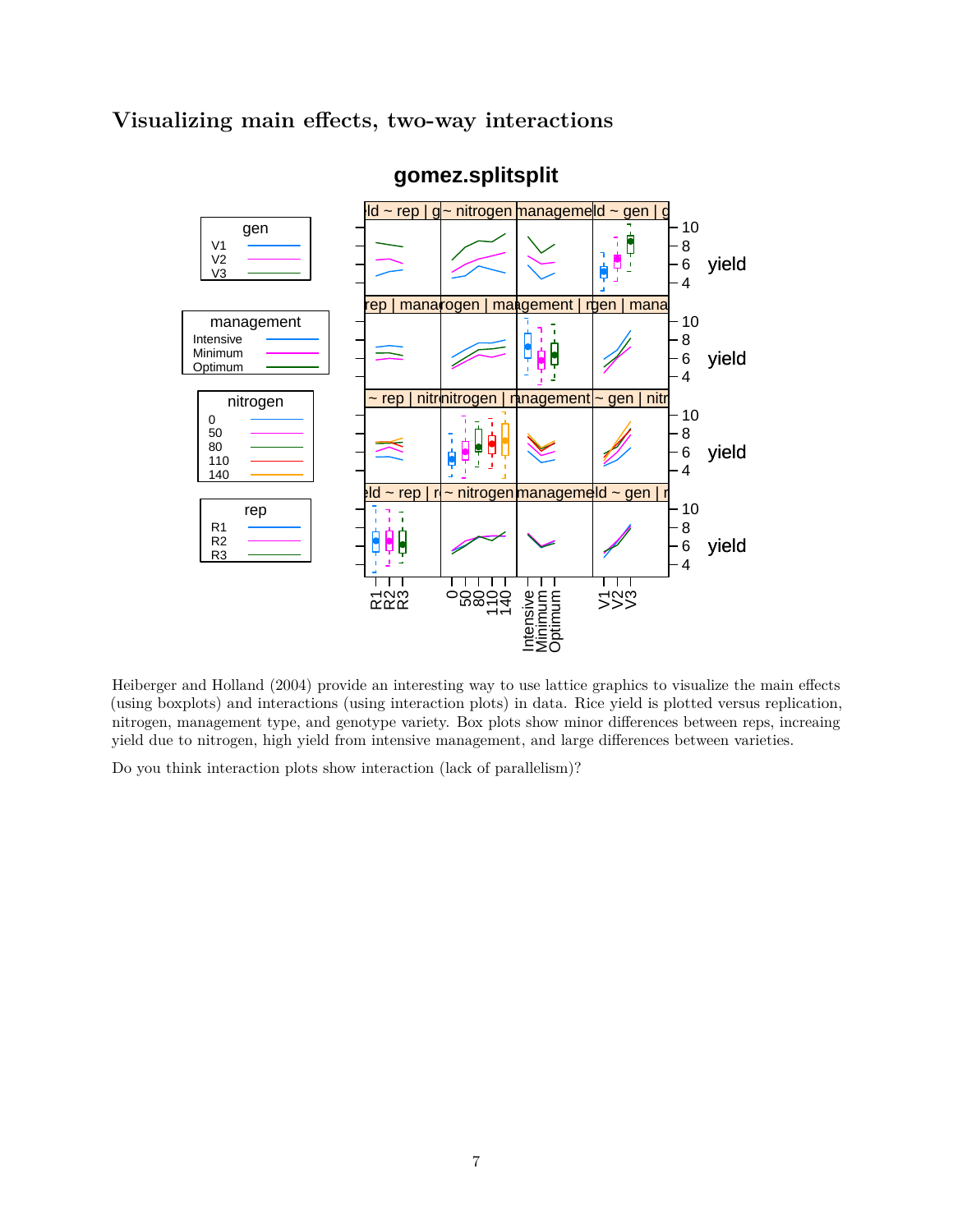## Visualizing main effects, two-way interactions

Heiberger and Holland (2004) provide an interesting way to use lattice graphics to visualize the main effects (using boxplots) and interactions (using interaction plots) in data. Rice yield is plotted versus replication, nitrogen, management type, and genotype variety. Box plots show minor differences between reps, increaing yield due to nitrogen, high yield from intensive management, and large differences between varieties.

Do you think interaction plots show interaction (lack of parallelism)?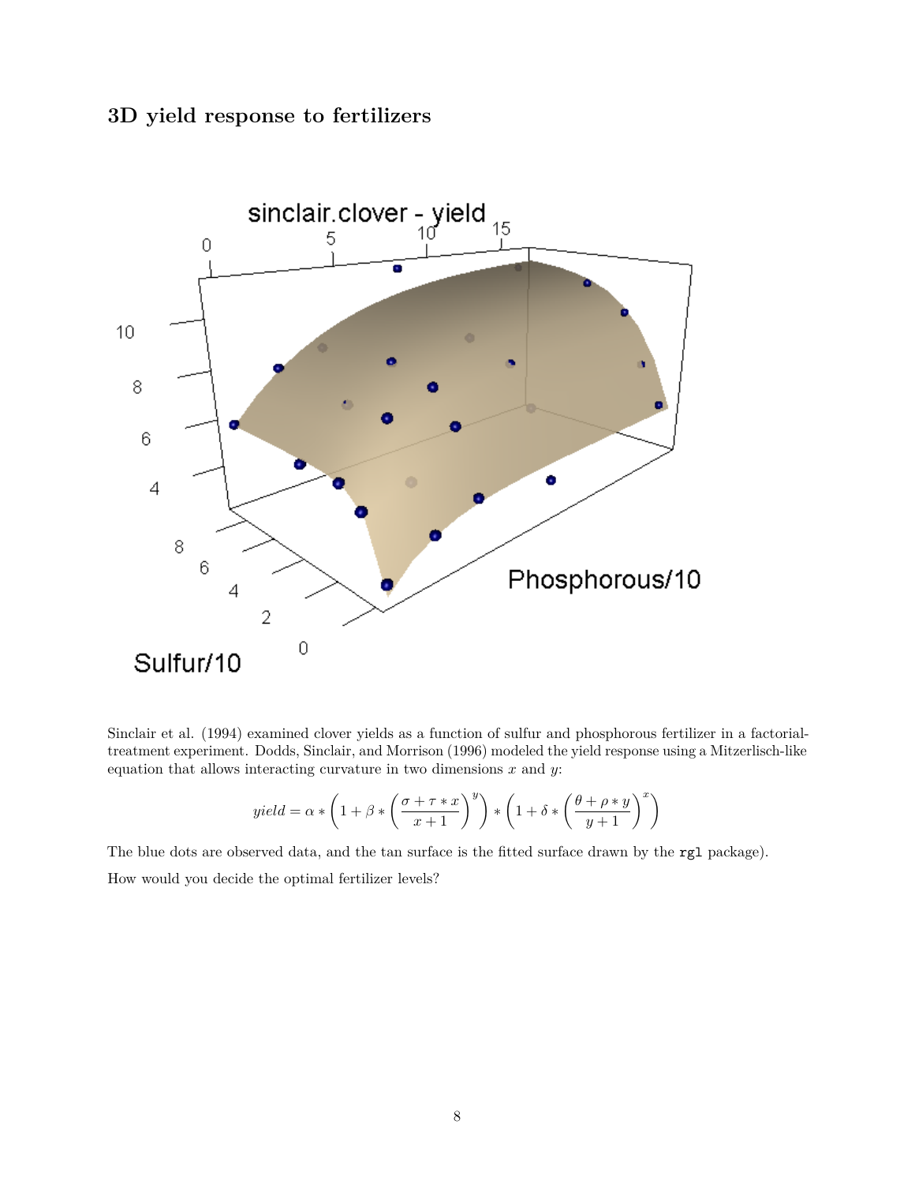### 3D yield response to fertilizers

Sinclair et al. (1994) examined clover yields as a function of sulfur and phosphorous fertilizer in a factorial-treatment experiment. Dodds, Sinclair, and Morrison (1996) modeled the yield response using a Mitzerlisch-like equation that allows interacting curvature in two dimensions $x$ and $y$:

$$yield = \alpha * \left(1 + \beta * \left(\frac{\sigma + \tau * x}{x + 1}\right)^{y}\right) * \left(1 + \delta * \left(\frac{\theta + \rho * y}{y + 1}\right)^{x}\right)$$

The blue dots are observed data, and the tan surface is the fitted surface drawn by the `rgl` package).

How would you decide the optimal fertilizer levels?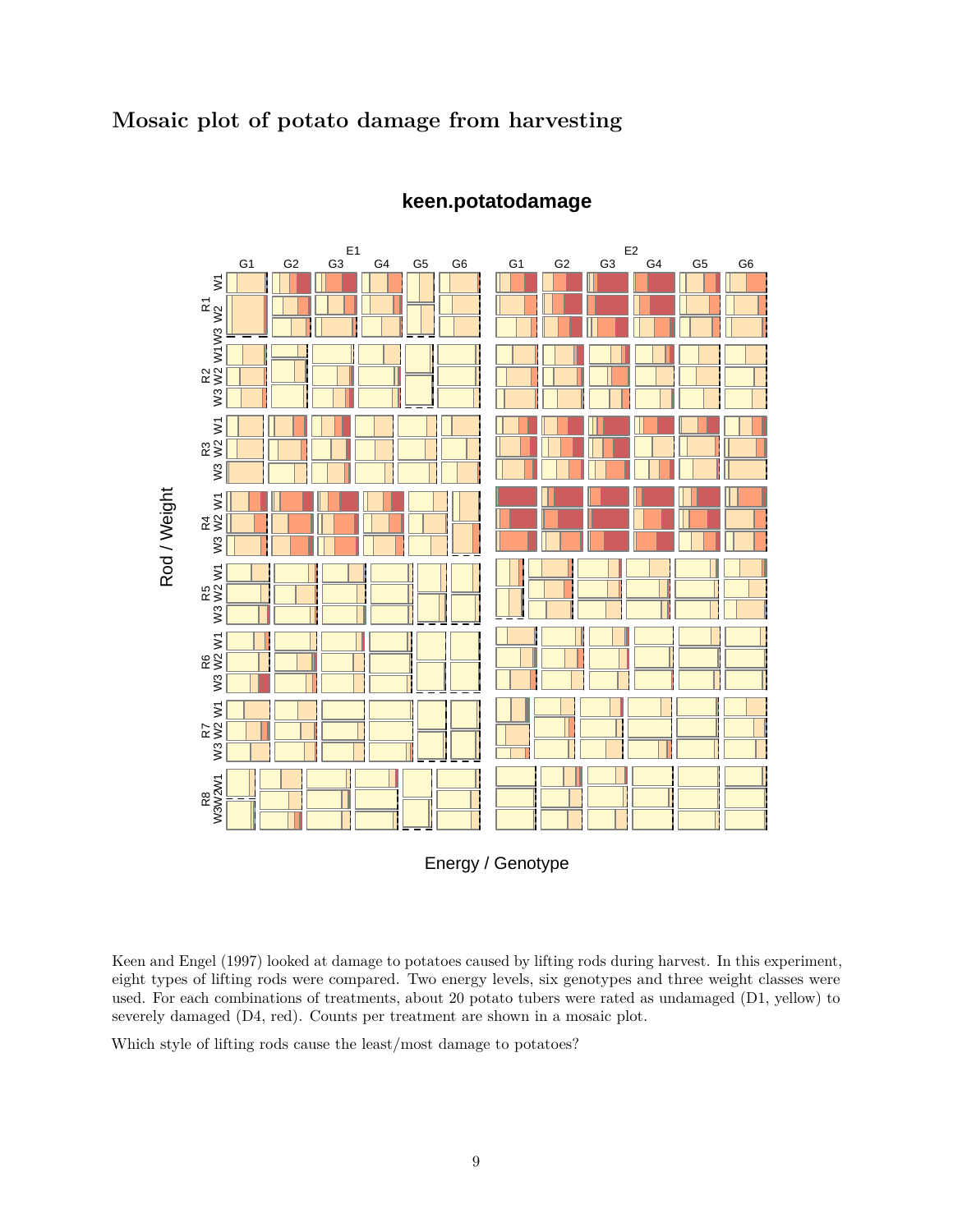## Mosaic plot of potato damage from harvesting

Keen and Engel (1997) looked at damage to potatoes caused by lifting rods during harvest. In this experiment, eight types of lifting rods were compared. Two energy levels, six genotypes and three weight classes were used. For each combinations of treatments, about 20 potato tubers were rated as undamaged (D1, yellow) to severely damaged (D4, red). Counts per treatment are shown in a mosaic plot.

Which style of lifting rods cause the least/most damage to potatoes?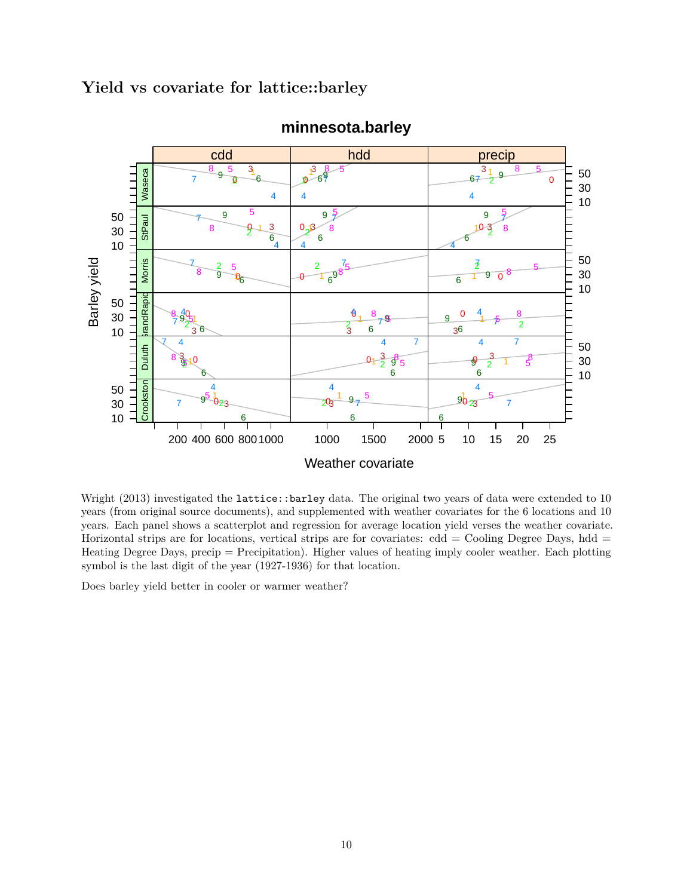## Yield vs covariate for lattice::barley

Wright (2013) investigated the `lattice::barley` data. The original two years of data were extended to 10 years (from original source documents), and supplemented with weather covariates for the 6 locations and 10 years. Each panel shows a scatterplot and regression for average location yield verses the weather covariate. Horizontal strips are for locations, vertical strips are for covariates: cdd = Cooling Degree Days, hdd = Heating Degree Days, precip = Precipitation). Higher values of heating imply cooler weather. Each plotting symbol is the last digit of the year (1927-1936) for that location.

Does barley yield better in cooler or warmer weather?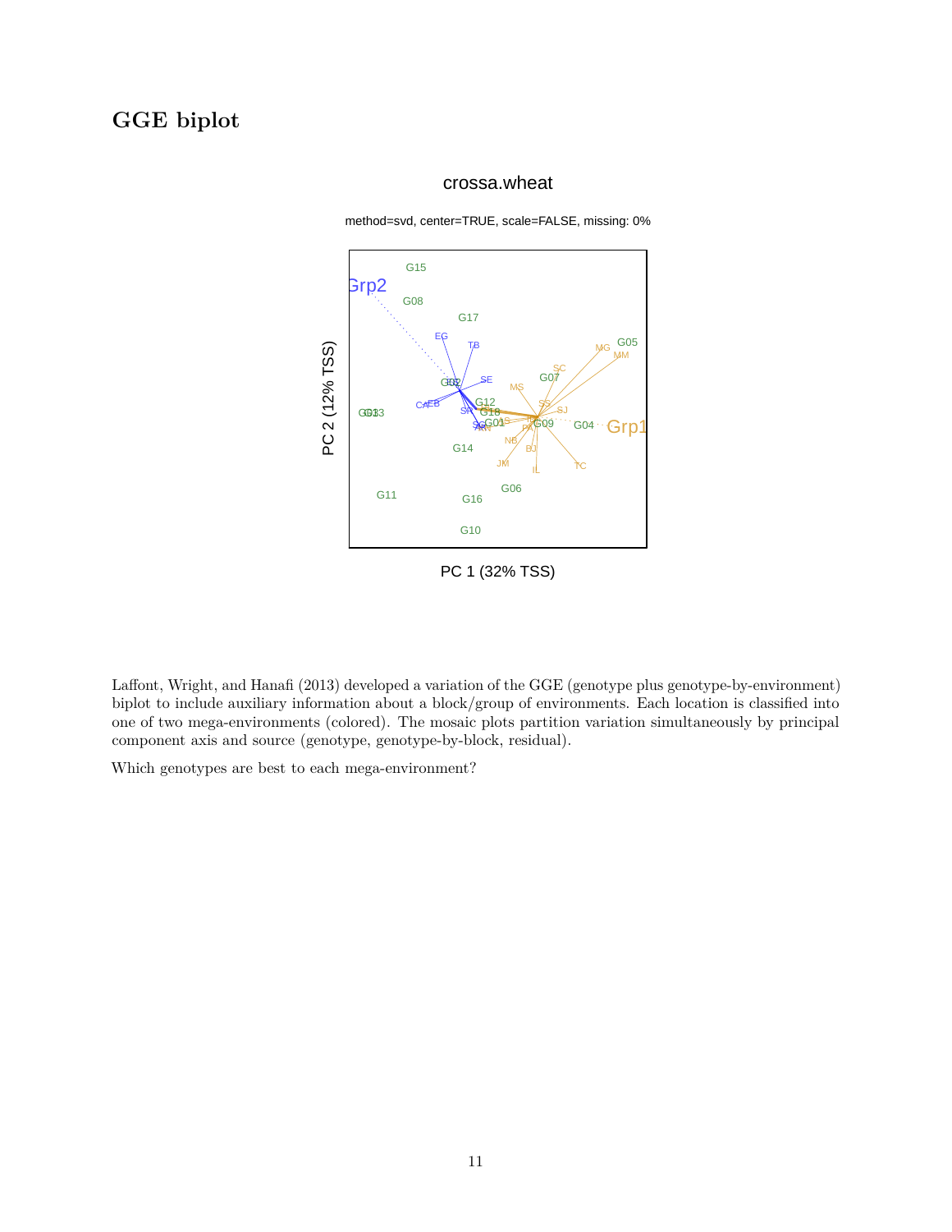## GGE biplot

Laffont, Wright, and Hanafi (2013) developed a variation of the GGE (genotype plus genotype-by-environment) biplot to include auxiliary information about a block/group of environments. Each location is classified into one of two mega-environments (colored). The mosaic plots partition variation simultaneously by principal component axis and source (genotype, genotype-by-block, residual).

Which genotypes are best to each mega-environment?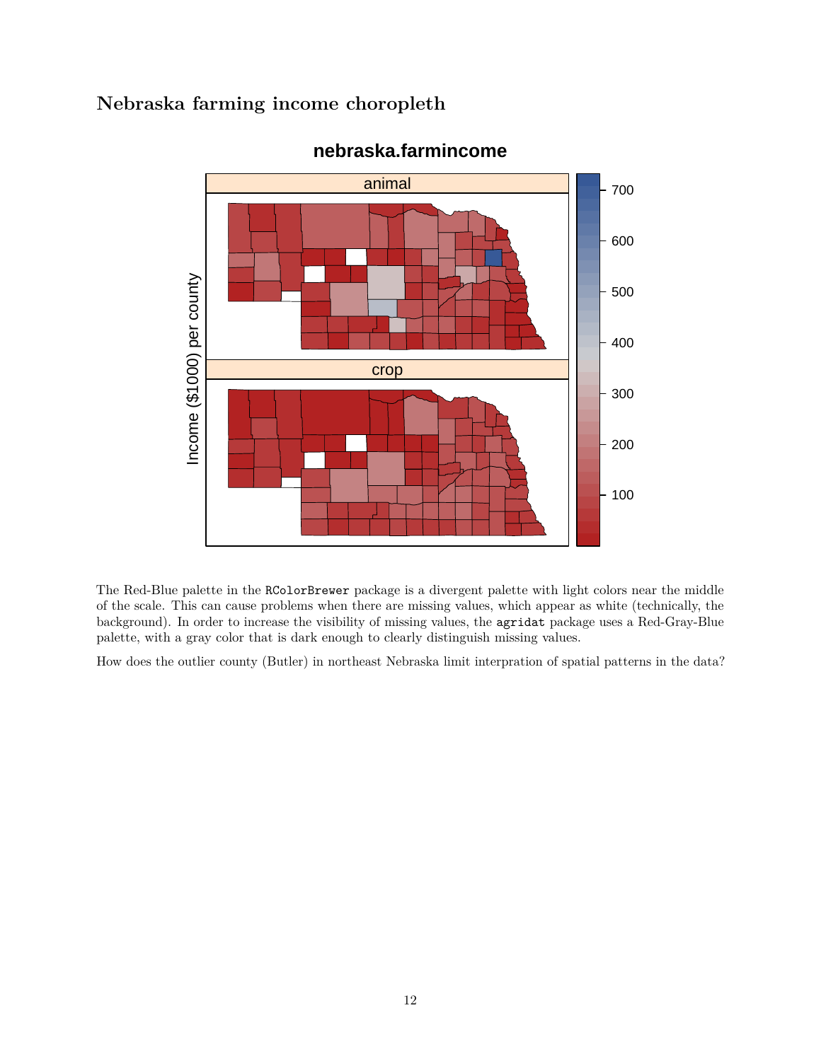## Nebraska farming income choropleth

The Red-Blue palette in the `RColorBrewer` package is a divergent palette with light colors near the middle of the scale. This can cause problems when there are missing values, which appear as white (technically, the background). In order to increase the visibility of missing values, the `agridat` package uses a Red-Gray-Blue palette, with a gray color that is dark enough to clearly distinguish missing values.

How does the outlier county (Butler) in northeast Nebraska limit interpration of spatial patterns in the data?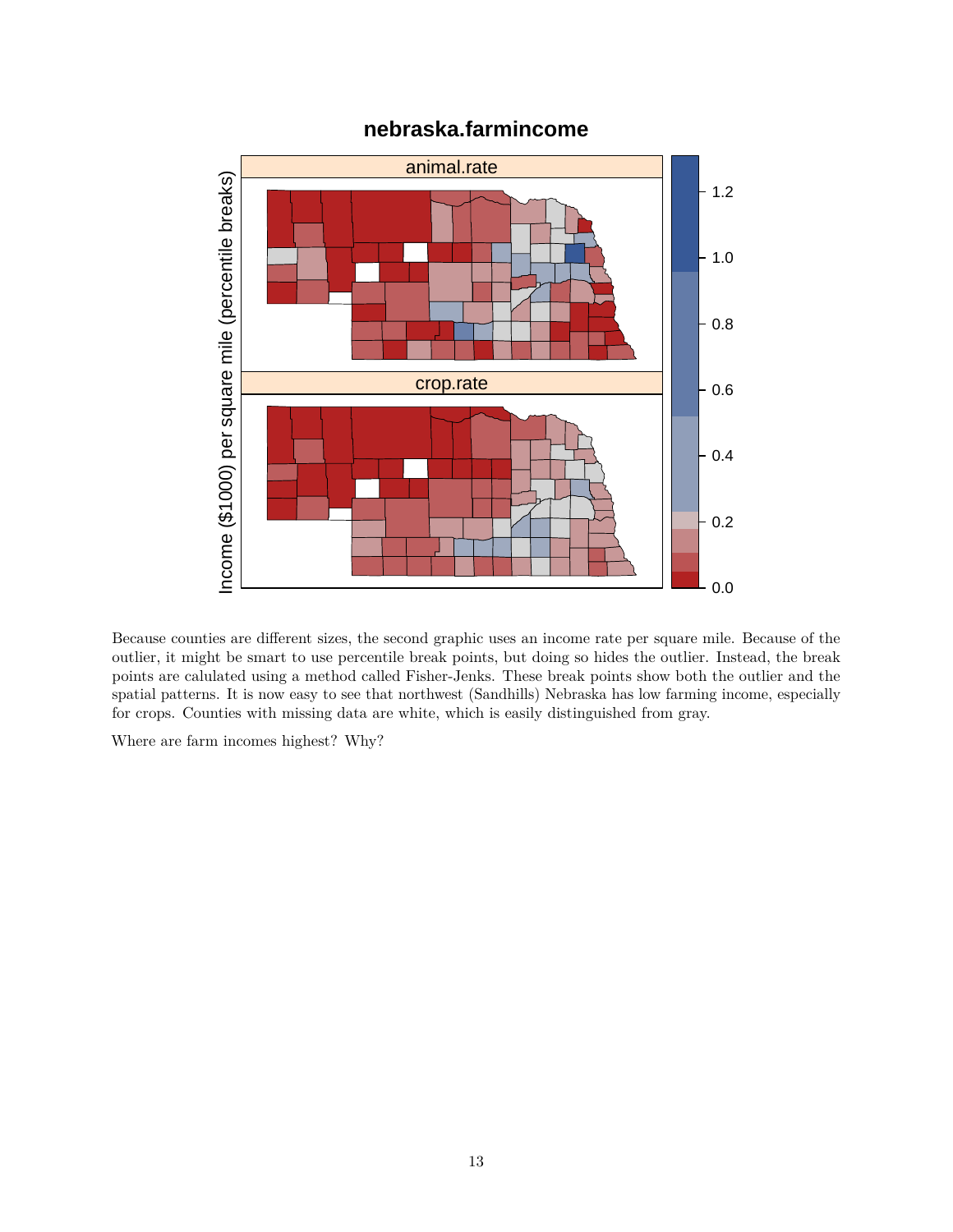Because counties are different sizes, the second graphic uses an income rate per square mile. Because of the outlier, it might be smart to use percentile break points, but doing so hides the outlier. Instead, the break points are calulated using a method called Fisher-Jenks. These break points show both the outlier and the spatial patterns. It is now easy to see that northwest (Sandhills) Nebraska has low farming income, especially for crops. Counties with missing data are white, which is easily distinguished from gray.

Where are farm incomes highest? Why?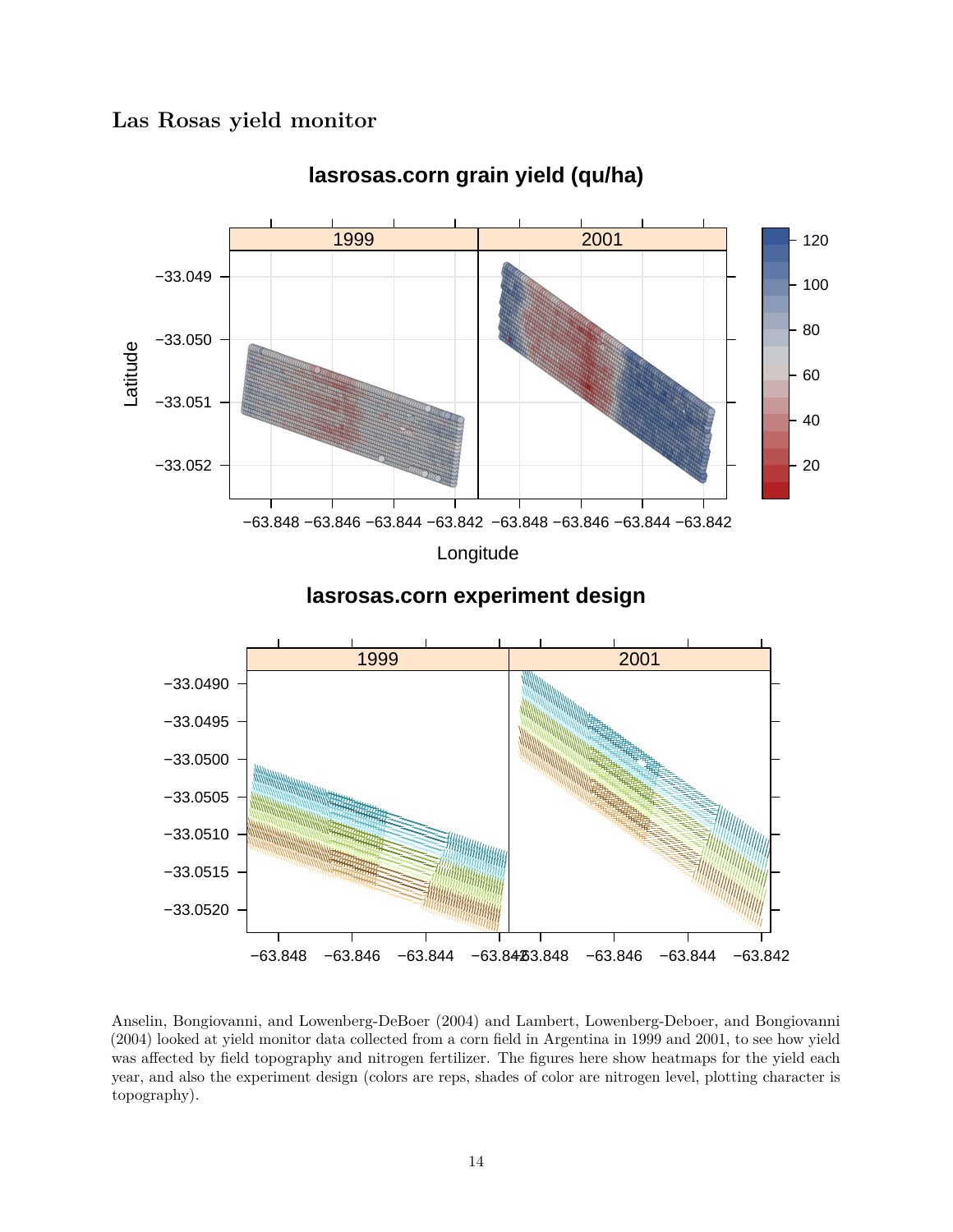### Las Rosas yield monitor

Anselin, Bongiovanni, and Lowenberg-DeBoer (2004) and Lambert, Lowenberg-Deboer, and Bongiovanni (2004) looked at yield monitor data collected from a corn field in Argentina in 1999 and 2001, to see how yield was affected by field topography and nitrogen fertilizer. The figures here show heatmaps for the yield each year, and also the experiment design (colors are reps, shades of color are nitrogen level, plotting character is topography).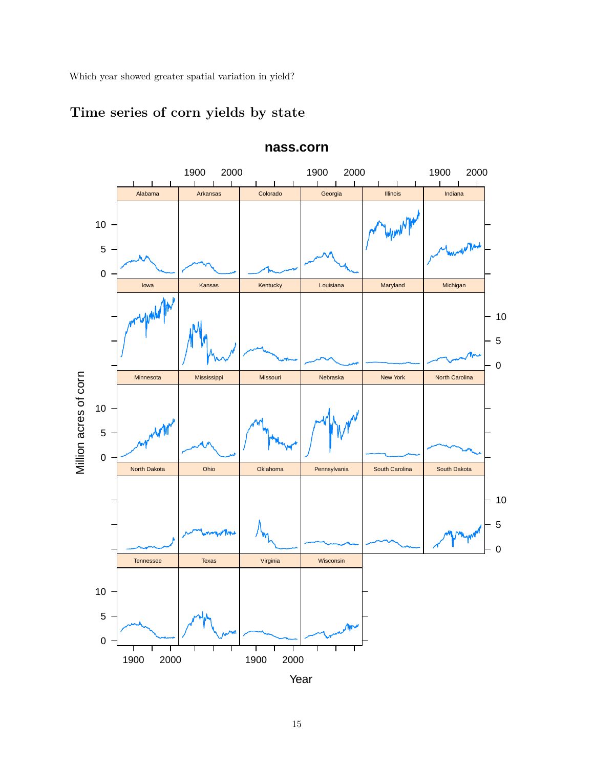Which year showed greater spatial variation in yield?

## Time series of corn yields by state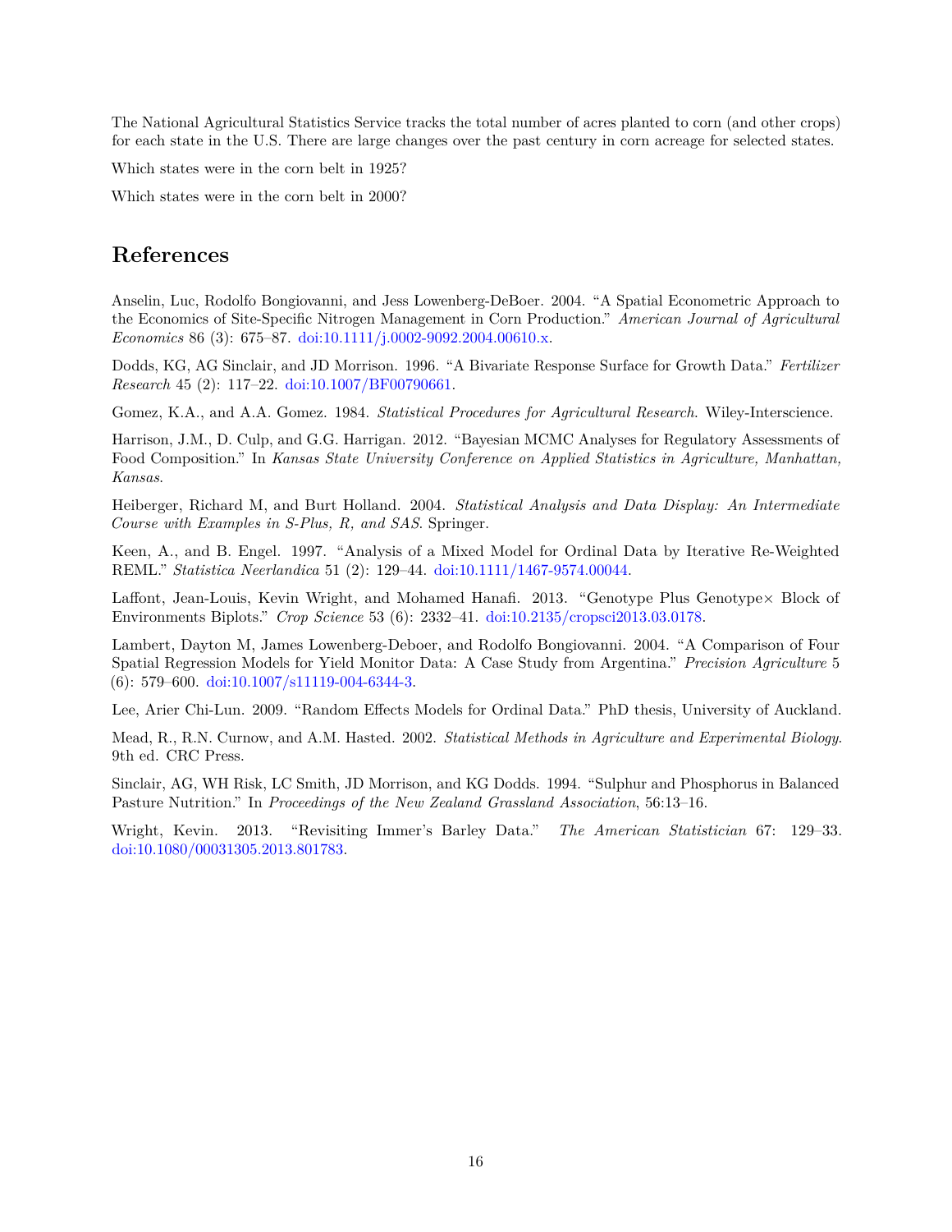The National Agricultural Statistics Service tracks the total number of acres planted to corn (and other crops) for each state in the U.S. There are large changes over the past century in corn acreage for selected states.

Which states were in the corn belt in 1925?

Which states were in the corn belt in 2000?

## References

Anselin, Luc, Rodolfo Bongiovanni, and Jess Lowenberg-DeBoer. 2004. "A Spatial Econometric Approach to the Economics of Site-Specific Nitrogen Management in Corn Production." *American Journal of Agricultural Economics* 86 (3): 675–87. doi:10.1111/j.0002-9092.2004.00610.x.

Dodds, KG, AG Sinclair, and JD Morrison. 1996. "A Bivariate Response Surface for Growth Data." *Fertilizer Research* 45 (2): 117–22. doi:10.1007/BF00790661.

Gomez, K.A., and A.A. Gomez. 1984. *Statistical Procedures for Agricultural Research*. Wiley-Interscience.

Harrison, J.M., D. Culp, and G.G. Harrigan. 2012. "Bayesian MCMC Analyses for Regulatory Assessments of Food Composition." In *Kansas State University Conference on Applied Statistics in Agriculture, Manhattan, Kansas*.

Heiberger, Richard M, and Burt Holland. 2004. *Statistical Analysis and Data Display: An Intermediate Course with Examples in S-Plus, R, and SAS*. Springer.

Keen, A., and B. Engel. 1997. "Analysis of a Mixed Model for Ordinal Data by Iterative Re-Weighted REML." *Statistica Neerlandica* 51 (2): 129–44. doi:10.1111/1467-9574.00044.

Laffont, Jean-Louis, Kevin Wright, and Mohamed Hanafi. 2013. "Genotype Plus Genotype× Block of Environments Biplots." *Crop Science* 53 (6): 2332–41. doi:10.2135/cropsci2013.03.0178.

Lambert, Dayton M, James Lowenberg-Deboer, and Rodolfo Bongiovanni. 2004. "A Comparison of Four Spatial Regression Models for Yield Monitor Data: A Case Study from Argentina." *Precision Agriculture* 5 (6): 579–600. doi:10.1007/s11119-004-6344-3.

Lee, Arier Chi-Lun. 2009. "Random Effects Models for Ordinal Data." PhD thesis, University of Auckland.

Mead, R., R.N. Curnow, and A.M. Hasted. 2002. *Statistical Methods in Agriculture and Experimental Biology*. 9th ed. CRC Press.

Sinclair, AG, WH Risk, LC Smith, JD Morrison, and KG Dodds. 1994. "Sulphur and Phosphorus in Balanced Pasture Nutrition." In *Proceedings of the New Zealand Grassland Association*, 56:13–16.

Wright, Kevin. 2013. "Revisiting Immer's Barley Data." *The American Statistician* 67: 129–33. doi:10.1080/00031305.2013.801783.